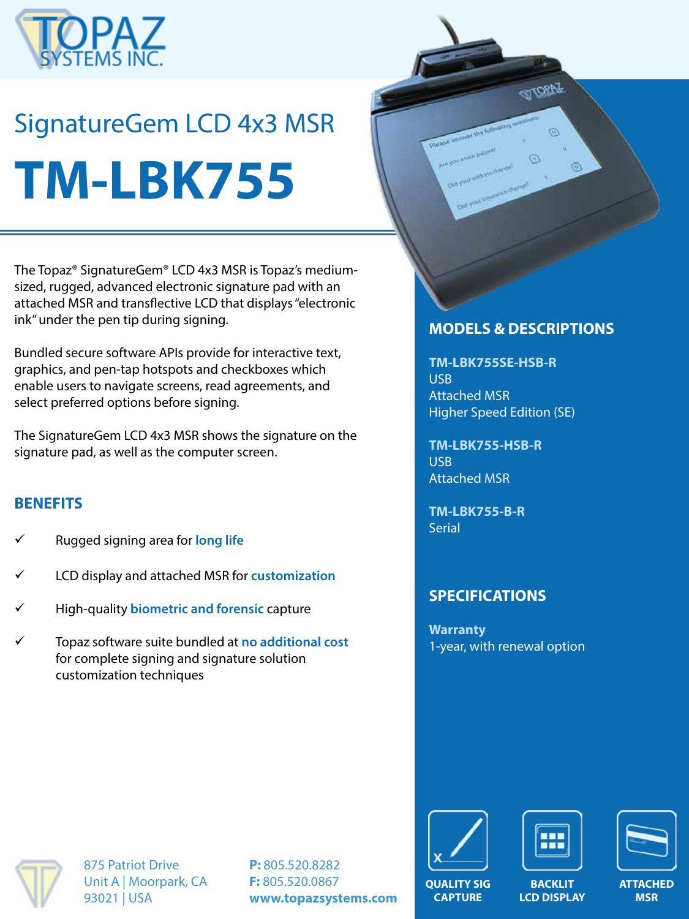# SignatureGem LCD 4x3 MSR

# TM-LBK755

The Topaz® SignatureGem® LCD 4x3 MSR is Topaz's medium-sized, rugged, advanced electronic signature pad with an attached MSR and transflective LCD that displays "electronic ink" under the pen tip during signing.

Bundled secure software APIs provide for interactive text, graphics, and pen-tap hotspots and checkboxes which enable users to navigate screens, read agreements, and select preferred options before signing.

The SignatureGem LCD 4x3 MSR shows the signature on the signature pad, as well as the computer screen.

## BENEFITS

- ✓ Rugged signing area for **long life**
- ✓ LCD display and attached MSR for **customization**
- ✓ High-quality **biometric and forensic** capture
- ✓ Topaz software suite bundled at **no additional cost** for complete signing and signature solution customization techniques

## MODELS & DESCRIPTIONS

**TM-LBK755SE-HSB-R**
USB
Attached MSR
Higher Speed Edition (SE)

**TM-LBK755-HSB-R**
USB
Attached MSR

**TM-LBK755-B-R**
Serial

## SPECIFICATIONS

**Warranty**
1-year, with renewal option

QUALITY SIG CAPTURE | BACKLIT LCD DISPLAY | ATTACHED MSR

875 Patriot Drive
Unit A | Moorpark, CA
93021 | USA

**P:** 805.520.8282
**F:** 805.520.0867
**www.topazsystems.com**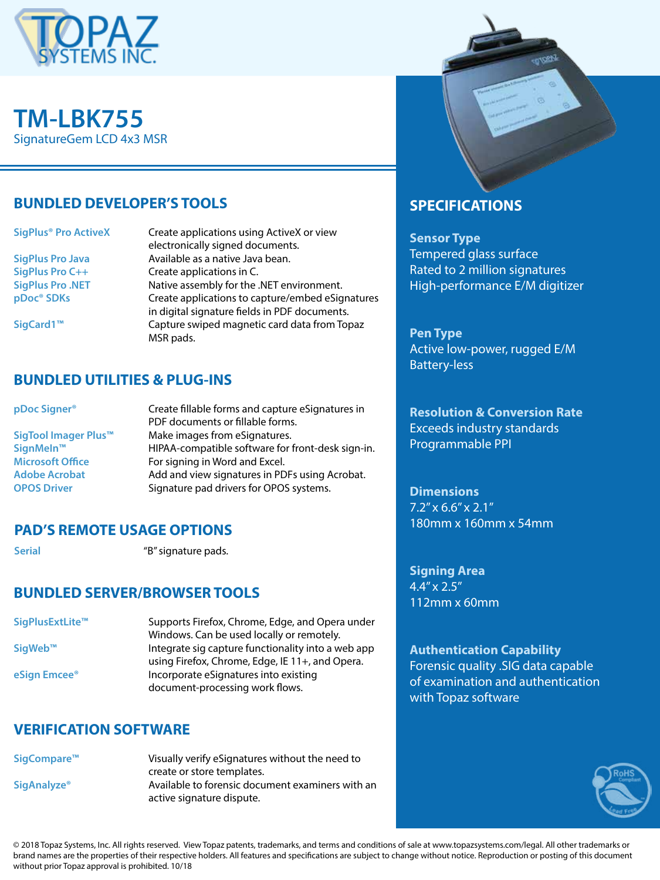# TM-LBK755

SignatureGem LCD 4x3 MSR

## BUNDLED DEVELOPER'S TOOLS

| | |
|---|---|
| SigPlus® Pro ActiveX | Create applications using ActiveX or view electronically signed documents. |
| SigPlus Pro Java | Available as a native Java bean. |
| SigPlus Pro C++ | Create applications in C. |
| SigPlus Pro .NET | Native assembly for the .NET environment. |
| pDoc® SDKs | Create applications to capture/embed eSignatures in digital signature fields in PDF documents. |
| SigCard1™ | Capture swiped magnetic card data from Topaz MSR pads. |

## BUNDLED UTILITIES & PLUG-INS

| | |
|---|---|
| pDoc Signer® | Create fillable forms and capture eSignatures in PDF documents or fillable forms. |
| SigTool Imager Plus™ | Make images from eSignatures. |
| SignMeIn™ | HIPAA-compatible software for front-desk sign-in. |
| Microsoft Office | For signing in Word and Excel. |
| Adobe Acrobat | Add and view signatures in PDFs using Acrobat. |
| OPOS Driver | Signature pad drivers for OPOS systems. |

## PAD'S REMOTE USAGE OPTIONS

| | |
|---|---|
| Serial | "B" signature pads. |

## BUNDLED SERVER/BROWSER TOOLS

| | |
|---|---|
| SigPlusExtLite™ | Supports Firefox, Chrome, Edge, and Opera under Windows. Can be used locally or remotely. |
| SigWeb™ | Integrate sig capture functionality into a web app using Firefox, Chrome, Edge, IE 11+, and Opera. |
| eSign Emcee® | Incorporate eSignatures into existing document-processing work flows. |

## VERIFICATION SOFTWARE

| | |
|---|---|
| SigCompare™ | Visually verify eSignatures without the need to create or store templates. |
| SigAnalyze® | Available to forensic document examiners with an active signature dispute. |

## SPECIFICATIONS

**Sensor Type**
Tempered glass surface
Rated to 2 million signatures
High-performance E/M digitizer

**Pen Type**
Active low-power, rugged E/M
Battery-less

**Resolution & Conversion Rate**
Exceeds industry standards
Programmable PPI

**Dimensions**
7.2" x 6.6" x 2.1"
180mm x 160mm x 54mm

**Signing Area**
4.4" x 2.5"
112mm x 60mm

**Authentication Capability**
Forensic quality .SIG data capable of examination and authentication with Topaz software

© 2018 Topaz Systems, Inc. All rights reserved. View Topaz patents, trademarks, and terms and conditions of sale at www.topazsystems.com/legal. All other trademarks or brand names are the properties of their respective holders. All features and specifications are subject to change without notice. Reproduction or posting of this document without prior Topaz approval is prohibited. 10/18